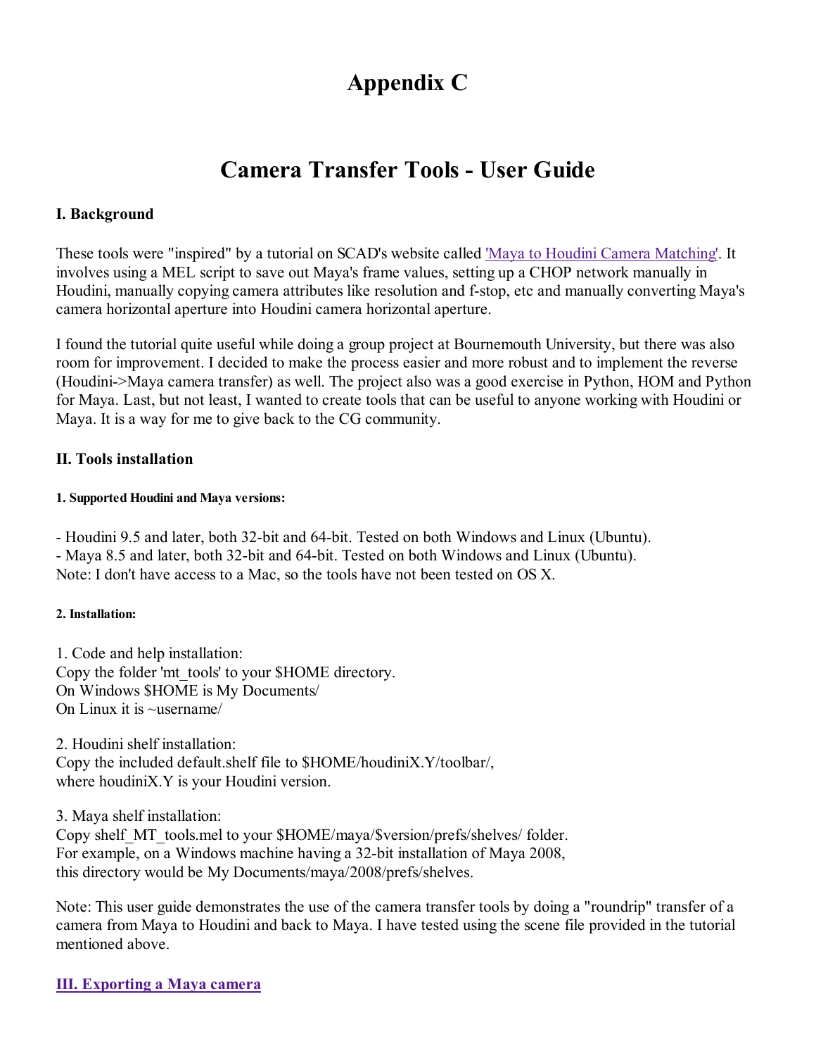# Appendix C

# Camera Transfer Tools - User Guide

## I. Background

These tools were "inspired" by a tutorial on SCAD's website called 'Maya to Houdini Camera Matching'. It involves using a MEL script to save out Maya's frame values, setting up a CHOP network manually in Houdini, manually copying camera attributes like resolution and f-stop, etc and manually converting Maya's camera horizontal aperture into Houdini camera horizontal aperture.

I found the tutorial quite useful while doing a group project at Bournemouth University, but there was also room for improvement. I decided to make the process easier and more robust and to implement the reverse (Houdini->Maya camera transfer) as well. The project also was a good exercise in Python, HOM and Python for Maya. Last, but not least, I wanted to create tools that can be useful to anyone working with Houdini or Maya. It is a way for me to give back to the CG community.

## II. Tools installation

#### 1. Supported Houdini and Maya versions:

- Houdini 9.5 and later, both 32-bit and 64-bit. Tested on both Windows and Linux (Ubuntu).
- Maya 8.5 and later, both 32-bit and 64-bit. Tested on both Windows and Linux (Ubuntu).

Note: I don't have access to a Mac, so the tools have not been tested on OS X.

#### 2. Installation:

1. Code and help installation:
Copy the folder 'mt_tools' to your $HOME directory.
On Windows $HOME is My Documents/
On Linux it is ~username/

2. Houdini shelf installation:
Copy the included default.shelf file to $HOME/houdiniX.Y/toolbar/,
where houdiniX.Y is your Houdini version.

3. Maya shelf installation:
Copy shelf_MT_tools.mel to your $HOME/maya/$version/prefs/shelves/ folder.
For example, on a Windows machine having a 32-bit installation of Maya 2008,
this directory would be My Documents/maya/2008/prefs/shelves.

Note: This user guide demonstrates the use of the camera transfer tools by doing a "roundrip" transfer of a camera from Maya to Houdini and back to Maya. I have tested using the scene file provided in the tutorial mentioned above.

## III. Exporting a Maya camera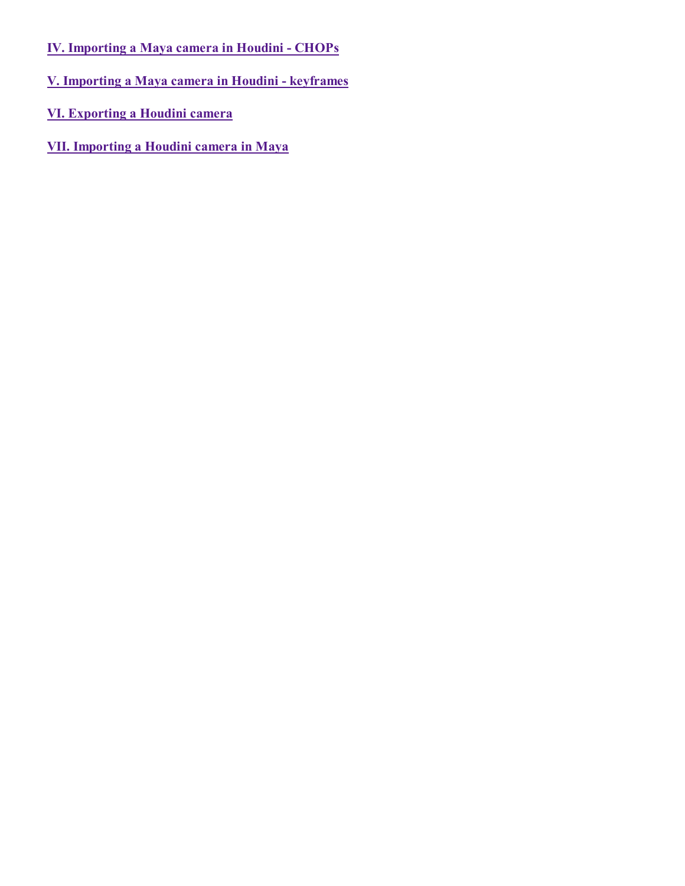**IV. Importing a Maya camera in Houdini - CHOPs**

**V. Importing a Maya camera in Houdini - keyframes**

**VI. Exporting a Houdini camera**

**VII. Importing a Houdini camera in Maya**